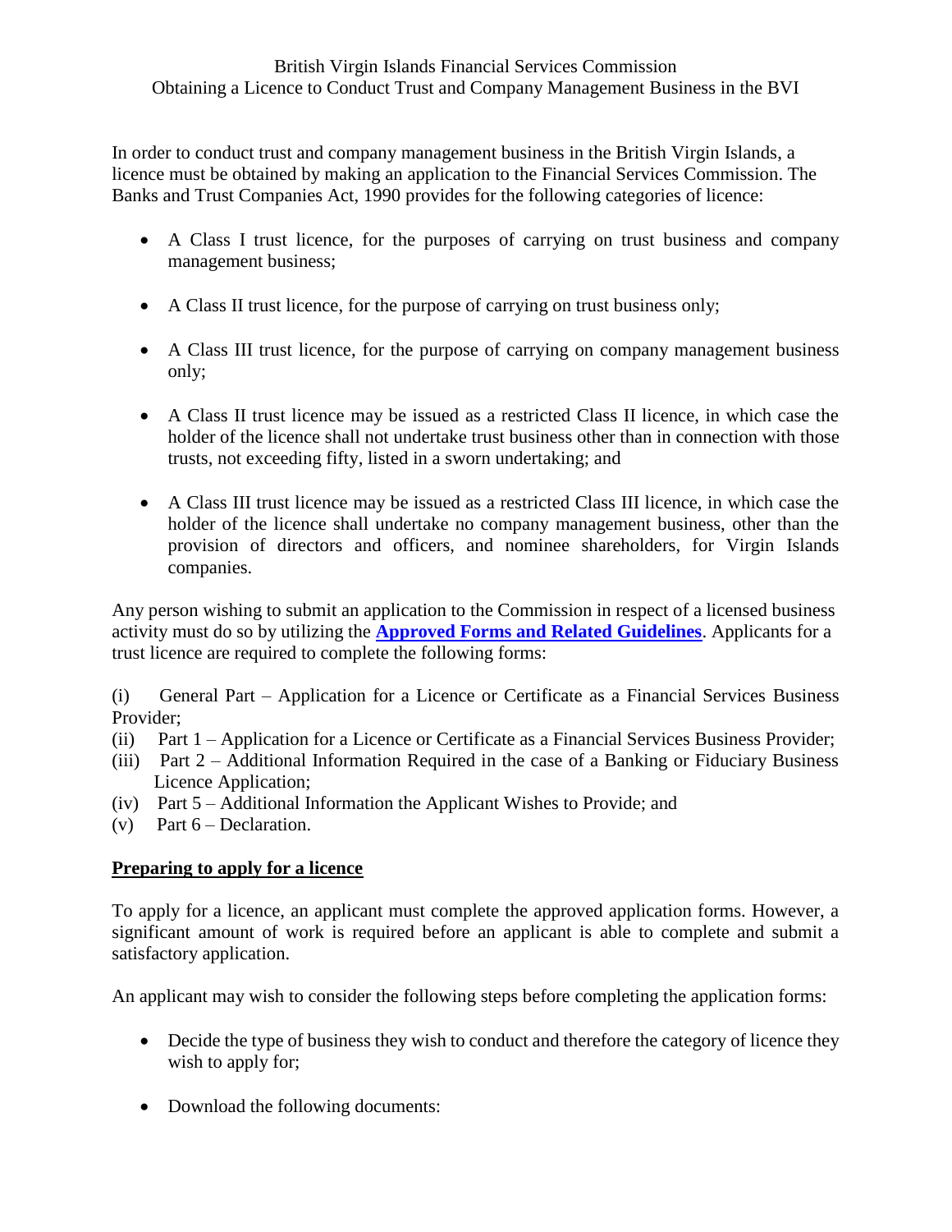British Virgin Islands Financial Services Commission
Obtaining a Licence to Conduct Trust and Company Management Business in the BVI

In order to conduct trust and company management business in the British Virgin Islands, a licence must be obtained by making an application to the Financial Services Commission. The Banks and Trust Companies Act, 1990 provides for the following categories of licence:

- A Class I trust licence, for the purposes of carrying on trust business and company management business;
- A Class II trust licence, for the purpose of carrying on trust business only;
- A Class III trust licence, for the purpose of carrying on company management business only;
- A Class II trust licence may be issued as a restricted Class II licence, in which case the holder of the licence shall not undertake trust business other than in connection with those trusts, not exceeding fifty, listed in a sworn undertaking; and
- A Class III trust licence may be issued as a restricted Class III licence, in which case the holder of the licence shall undertake no company management business, other than the provision of directors and officers, and nominee shareholders, for Virgin Islands companies.

Any person wishing to submit an application to the Commission in respect of a licensed business activity must do so by utilizing the **Approved Forms and Related Guidelines**. Applicants for a trust licence are required to complete the following forms:

(i) General Part – Application for a Licence or Certificate as a Financial Services Business Provider;
(ii) Part 1 – Application for a Licence or Certificate as a Financial Services Business Provider;
(iii) Part 2 – Additional Information Required in the case of a Banking or Fiduciary Business Licence Application;
(iv) Part 5 – Additional Information the Applicant Wishes to Provide; and
(v) Part 6 – Declaration.

## Preparing to apply for a licence

To apply for a licence, an applicant must complete the approved application forms. However, a significant amount of work is required before an applicant is able to complete and submit a satisfactory application.

An applicant may wish to consider the following steps before completing the application forms:

- Decide the type of business they wish to conduct and therefore the category of licence they wish to apply for;
- Download the following documents: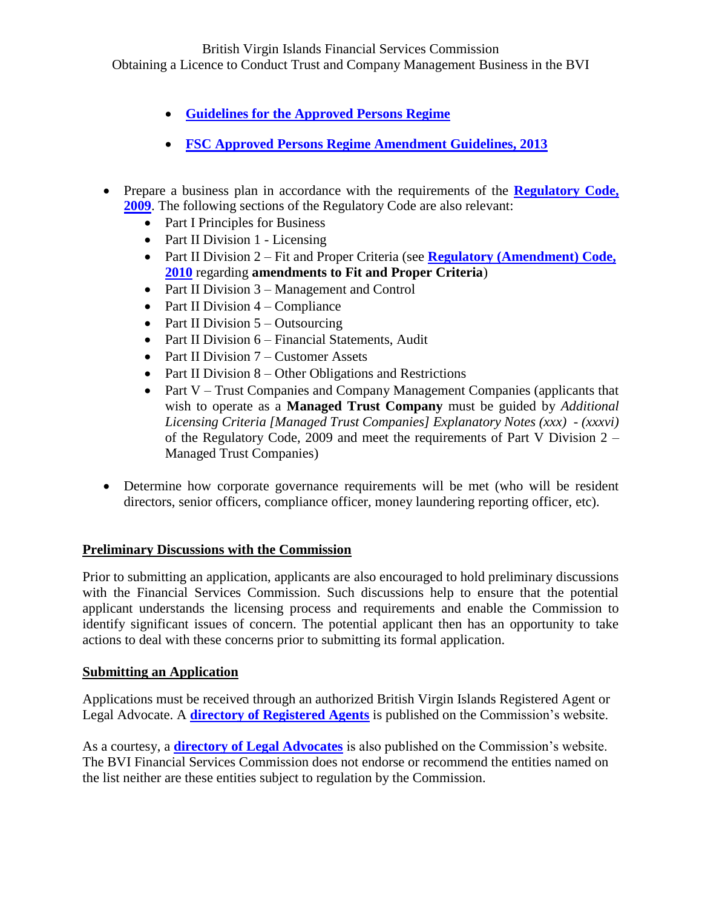- **Guidelines for the Approved Persons Regime**
    - **FSC Approved Persons Regime Amendment Guidelines, 2013**

- Prepare a business plan in accordance with the requirements of the **Regulatory Code, 2009**. The following sections of the Regulatory Code are also relevant:
    - Part I Principles for Business
    - Part II Division 1 - Licensing
    - Part II Division 2 – Fit and Proper Criteria (see **Regulatory (Amendment) Code, 2010** regarding **amendments to Fit and Proper Criteria**)
    - Part II Division 3 – Management and Control
    - Part II Division 4 – Compliance
    - Part II Division 5 – Outsourcing
    - Part II Division 6 – Financial Statements, Audit
    - Part II Division 7 – Customer Assets
    - Part II Division 8 – Other Obligations and Restrictions
    - Part V – Trust Companies and Company Management Companies (applicants that wish to operate as a **Managed Trust Company** must be guided by *Additional Licensing Criteria [Managed Trust Companies] Explanatory Notes (xxx) - (xxxvi)* of the Regulatory Code, 2009 and meet the requirements of Part V Division 2 – Managed Trust Companies)

- Determine how corporate governance requirements will be met (who will be resident directors, senior officers, compliance officer, money laundering reporting officer, etc).

## Preliminary Discussions with the Commission

Prior to submitting an application, applicants are also encouraged to hold preliminary discussions with the Financial Services Commission. Such discussions help to ensure that the potential applicant understands the licensing process and requirements and enable the Commission to identify significant issues of concern. The potential applicant then has an opportunity to take actions to deal with these concerns prior to submitting its formal application.

## Submitting an Application

Applications must be received through an authorized British Virgin Islands Registered Agent or Legal Advocate. A **directory of Registered Agents** is published on the Commission's website.

As a courtesy, a **directory of Legal Advocates** is also published on the Commission's website. The BVI Financial Services Commission does not endorse or recommend the entities named on the list neither are these entities subject to regulation by the Commission.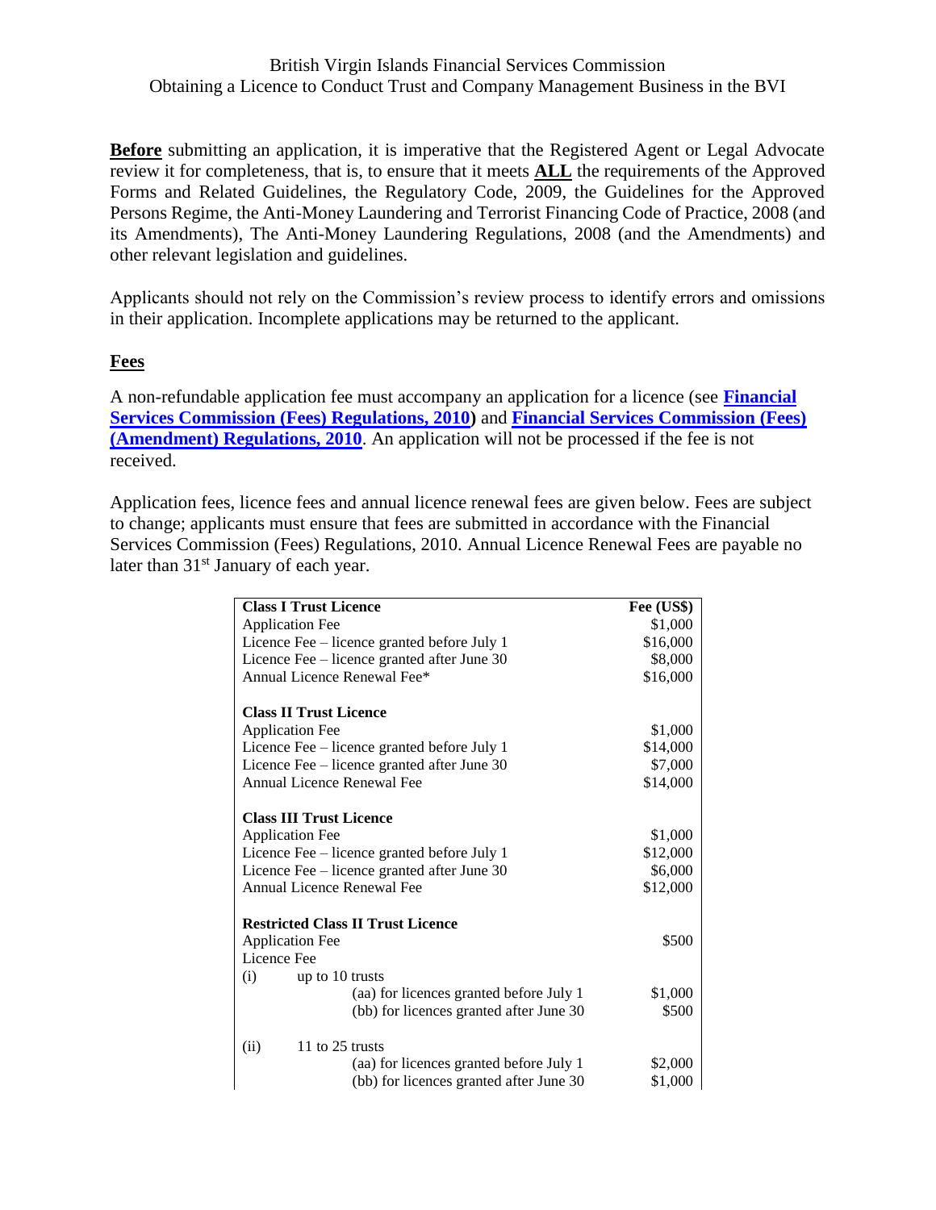British Virgin Islands Financial Services Commission
Obtaining a Licence to Conduct Trust and Company Management Business in the BVI

**Before** submitting an application, it is imperative that the Registered Agent or Legal Advocate review it for completeness, that is, to ensure that it meets **ALL** the requirements of the Approved Forms and Related Guidelines, the Regulatory Code, 2009, the Guidelines for the Approved Persons Regime, the Anti-Money Laundering and Terrorist Financing Code of Practice, 2008 (and its Amendments), The Anti-Money Laundering Regulations, 2008 (and the Amendments) and other relevant legislation and guidelines.

Applicants should not rely on the Commission's review process to identify errors and omissions in their application. Incomplete applications may be returned to the applicant.

## Fees

A non-refundable application fee must accompany an application for a licence (see **Financial Services Commission (Fees) Regulations, 2010)** and **Financial Services Commission (Fees) (Amendment) Regulations, 2010**. An application will not be processed if the fee is not received.

Application fees, licence fees and annual licence renewal fees are given below. Fees are subject to change; applicants must ensure that fees are submitted in accordance with the Financial Services Commission (Fees) Regulations, 2010. Annual Licence Renewal Fees are payable no later than 31st January of each year.

| **Class I Trust Licence** | **Fee (US$)** |
|---|---|
| Application Fee | $1,000 |
| Licence Fee – licence granted before July 1 | $16,000 |
| Licence Fee – licence granted after June 30 | $8,000 |
| Annual Licence Renewal Fee* | $16,000 |
| | |
| **Class II Trust Licence** | |
| Application Fee | $1,000 |
| Licence Fee – licence granted before July 1 | $14,000 |
| Licence Fee – licence granted after June 30 | $7,000 |
| Annual Licence Renewal Fee | $14,000 |
| | |
| **Class III Trust Licence** | |
| Application Fee | $1,000 |
| Licence Fee – licence granted before July 1 | $12,000 |
| Licence Fee – licence granted after June 30 | $6,000 |
| Annual Licence Renewal Fee | $12,000 |
| | |
| **Restricted Class II Trust Licence** | |
| Application Fee | $500 |
| Licence Fee | |
| (i) up to 10 trusts | |
| (aa) for licences granted before July 1 | $1,000 |
| (bb) for licences granted after June 30 | $500 |
| | |
| (ii) 11 to 25 trusts | |
| (aa) for licences granted before July 1 | $2,000 |
| (bb) for licences granted after June 30 | $1,000 |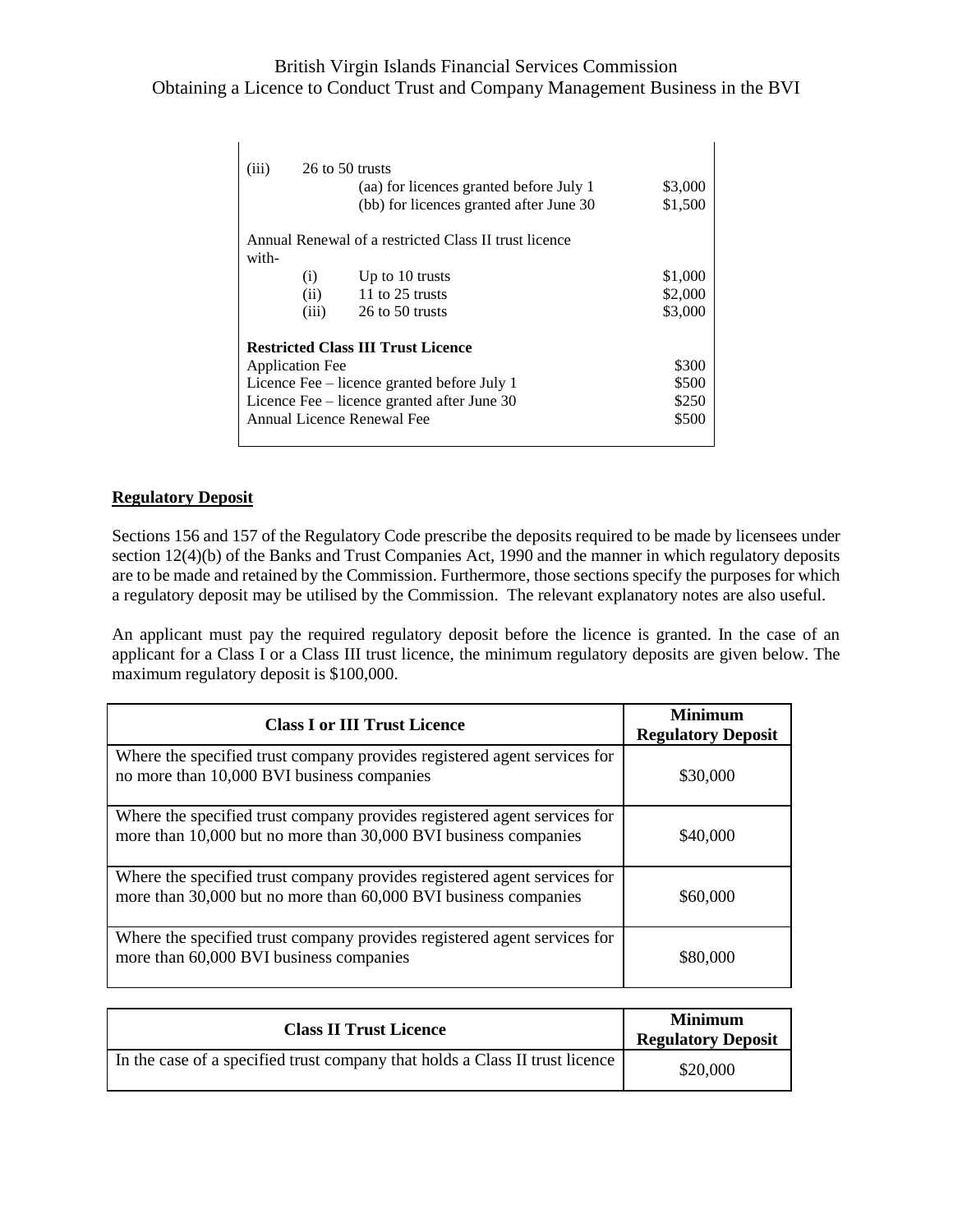| | | | |
|---|---|---|---|
| (iii) | 26 to 50 trusts | | |
| | | (aa) for licences granted before July 1 | $3,000 |
| | | (bb) for licences granted after June 30 | $1,500 |
| Annual Renewal of a restricted Class II trust licence with- | | | |
| | (i) | Up to 10 trusts | $1,000 |
| | (ii) | 11 to 25 trusts | $2,000 |
| | (iii) | 26 to 50 trusts | $3,000 |
| **Restricted Class III Trust Licence** | | | |
| Application Fee | | | $300 |
| Licence Fee – licence granted before July 1 | | | $500 |
| Licence Fee – licence granted after June 30 | | | $250 |
| Annual Licence Renewal Fee | | | $500 |

## Regulatory Deposit

Sections 156 and 157 of the Regulatory Code prescribe the deposits required to be made by licensees under section 12(4)(b) of the Banks and Trust Companies Act, 1990 and the manner in which regulatory deposits are to be made and retained by the Commission. Furthermore, those sections specify the purposes for which a regulatory deposit may be utilised by the Commission. The relevant explanatory notes are also useful.

An applicant must pay the required regulatory deposit before the licence is granted. In the case of an applicant for a Class I or a Class III trust licence, the minimum regulatory deposits are given below. The maximum regulatory deposit is $100,000.

| Class I or III Trust Licence | Minimum Regulatory Deposit |
|---|---|
| Where the specified trust company provides registered agent services for no more than 10,000 BVI business companies | $30,000 |
| Where the specified trust company provides registered agent services for more than 10,000 but no more than 30,000 BVI business companies | $40,000 |
| Where the specified trust company provides registered agent services for more than 30,000 but no more than 60,000 BVI business companies | $60,000 |
| Where the specified trust company provides registered agent services for more than 60,000 BVI business companies | $80,000 |

| Class II Trust Licence | Minimum Regulatory Deposit |
|---|---|
| In the case of a specified trust company that holds a Class II trust licence | $20,000 |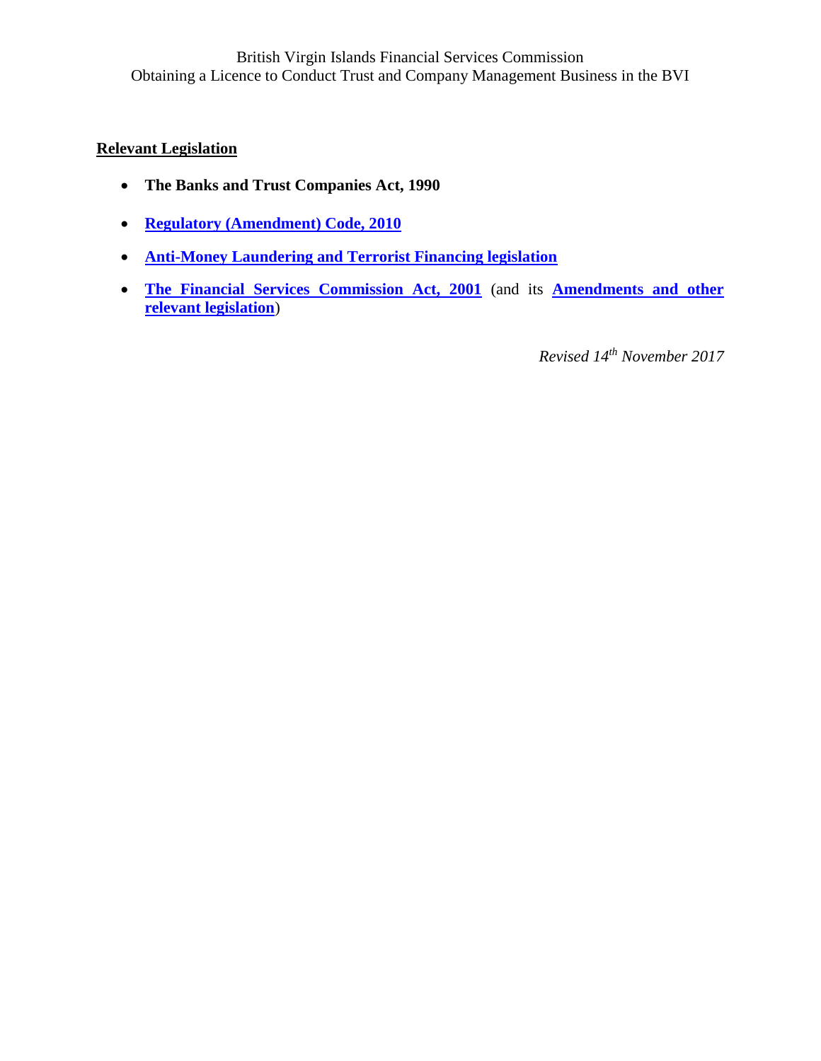**Relevant Legislation**

- **The Banks and Trust Companies Act, 1990**
- **Regulatory (Amendment) Code, 2010**
- **Anti-Money Laundering and Terrorist Financing legislation**
- **The Financial Services Commission Act, 2001** (and its **Amendments and other relevant legislation**)

*Revised 14th November 2017*